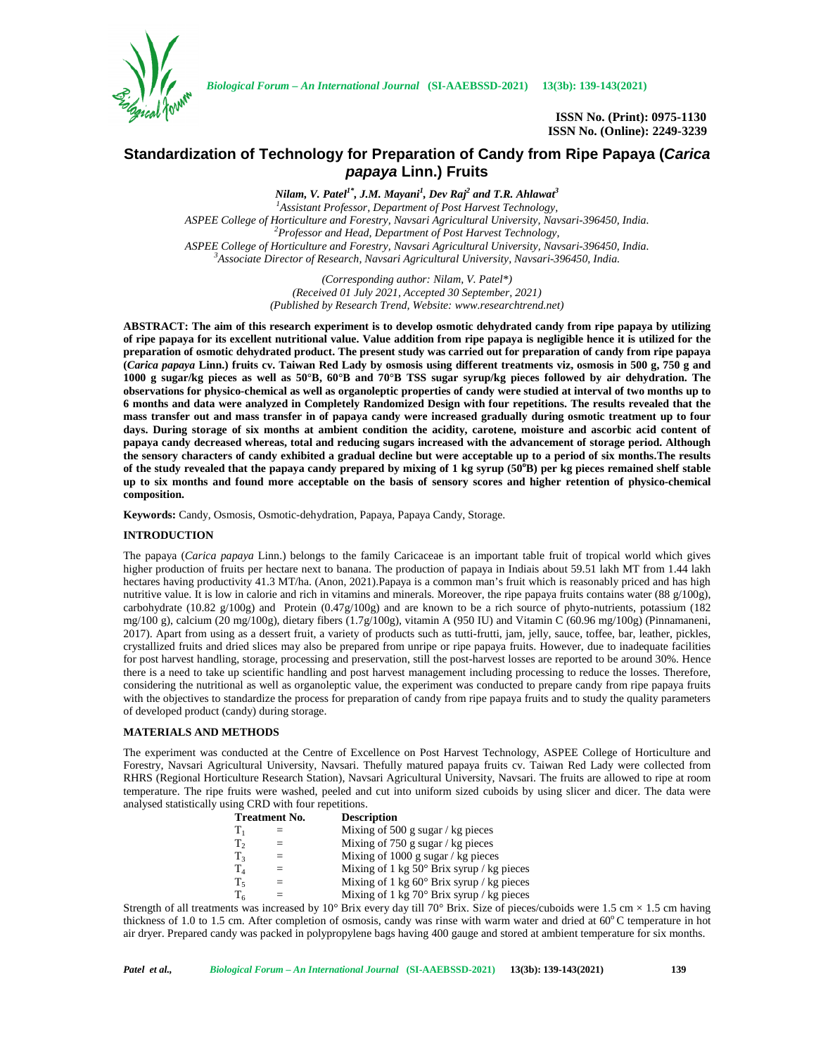# Standardization of Technology for Preparation of Candy from Ripe Papaya (*Carica papaya* Linn.) Fruits

***Nilam, V. Patel[1*], J.M. Mayani[1], Dev Raj[2] and T.R. Ahlawat[3]***

[1]Assistant Professor, Department of Post Harvest Technology, ASPEE College of Horticulture and Forestry, Navsari Agricultural University, Navsari-396450, India.
[2]Professor and Head, Department of Post Harvest Technology, ASPEE College of Horticulture and Forestry, Navsari Agricultural University, Navsari-396450, India.
[3]Associate Director of Research, Navsari Agricultural University, Navsari-396450, India.

*(Corresponding author: Nilam, V. Patel\*)*
*(Received 01 July 2021, Accepted 30 September, 2021)*
*(Published by Research Trend, Website: www.researchtrend.net)*

**ABSTRACT: The aim of this research experiment is to develop osmotic dehydrated candy from ripe papaya by utilizing of ripe papaya for its excellent nutritional value. Value addition from ripe papaya is negligible hence it is utilized for the preparation of osmotic dehydrated product. The present study was carried out for preparation of candy from ripe papaya (*Carica papaya* Linn.) fruits cv. Taiwan Red Lady by osmosis using different treatments viz, osmosis in 500 g, 750 g and 1000 g sugar/kg pieces as well as 50°B, 60°B and 70°B TSS sugar syrup/kg pieces followed by air dehydration. The observations for physico-chemical as well as organoleptic properties of candy were studied at interval of two months up to 6 months and data were analyzed in Completely Randomized Design with four repetitions. The results revealed that the mass transfer out and mass transfer in of papaya candy were increased gradually during osmotic treatment up to four days. During storage of six months at ambient condition the acidity, carotene, moisture and ascorbic acid content of papaya candy decreased whereas, total and reducing sugars increased with the advancement of storage period. Although the sensory characters of candy exhibited a gradual decline but were acceptable up to a period of six months.The results of the study revealed that the papaya candy prepared by mixing of 1 kg syrup (50°B) per kg pieces remained shelf stable up to six months and found more acceptable on the basis of sensory scores and higher retention of physico-chemical composition.**

**Keywords:** Candy, Osmosis, Osmotic-dehydration, Papaya, Papaya Candy, Storage.

## INTRODUCTION

The papaya (*Carica papaya* Linn.) belongs to the family Caricaceae is an important table fruit of tropical world which gives higher production of fruits per hectare next to banana. The production of papaya in Indiais about 59.51 lakh MT from 1.44 lakh hectares having productivity 41.3 MT/ha. (Anon, 2021).Papaya is a common man's fruit which is reasonably priced and has high nutritive value. It is low in calorie and rich in vitamins and minerals. Moreover, the ripe papaya fruits contains water (88 g/100g), carbohydrate (10.82 g/100g) and Protein (0.47g/100g) and are known to be a rich source of phyto-nutrients, potassium (182 mg/100 g), calcium (20 mg/100g), dietary fibers (1.7g/100g), vitamin A (950 IU) and Vitamin C (60.96 mg/100g) (Pinnamaneni, 2017). Apart from using as a dessert fruit, a variety of products such as tutti-frutti, jam, jelly, sauce, toffee, bar, leather, pickles, crystallized fruits and dried slices may also be prepared from unripe or ripe papaya fruits. However, due to inadequate facilities for post harvest handling, storage, processing and preservation, still the post-harvest losses are reported to be around 30%. Hence there is a need to take up scientific handling and post harvest management including processing to reduce the losses. Therefore, considering the nutritional as well as organoleptic value, the experiment was conducted to prepare candy from ripe papaya fruits with the objectives to standardize the process for preparation of candy from ripe papaya fruits and to study the quality parameters of developed product (candy) during storage.

## MATERIALS AND METHODS

The experiment was conducted at the Centre of Excellence on Post Harvest Technology, ASPEE College of Horticulture and Forestry, Navsari Agricultural University, Navsari. Thefully matured papaya fruits cv. Taiwan Red Lady were collected from RHRS (Regional Horticulture Research Station), Navsari Agricultural University, Navsari. The fruits are allowed to ripe at room temperature. The ripe fruits were washed, peeled and cut into uniform sized cuboids by using slicer and dicer. The data were analysed statistically using CRD with four repetitions.

| Treatment No. | | Description |
|---|---|---|
| $T_1$ | = | Mixing of 500 g sugar / kg pieces |
| $T_2$ | = | Mixing of 750 g sugar / kg pieces |
| $T_3$ | = | Mixing of 1000 g sugar / kg pieces |
| $T_4$ | = | Mixing of 1 kg 50° Brix syrup / kg pieces |
| $T_5$ | = | Mixing of 1 kg 60° Brix syrup / kg pieces |
| $T_6$ | = | Mixing of 1 kg 70° Brix syrup / kg pieces |

Strength of all treatments was increased by 10° Brix every day till 70° Brix. Size of pieces/cuboids were 1.5 cm × 1.5 cm having thickness of 1.0 to 1.5 cm. After completion of osmosis, candy was rinse with warm water and dried at 60°C temperature in hot air dryer. Prepared candy was packed in polypropylene bags having 400 gauge and stored at ambient temperature for six months.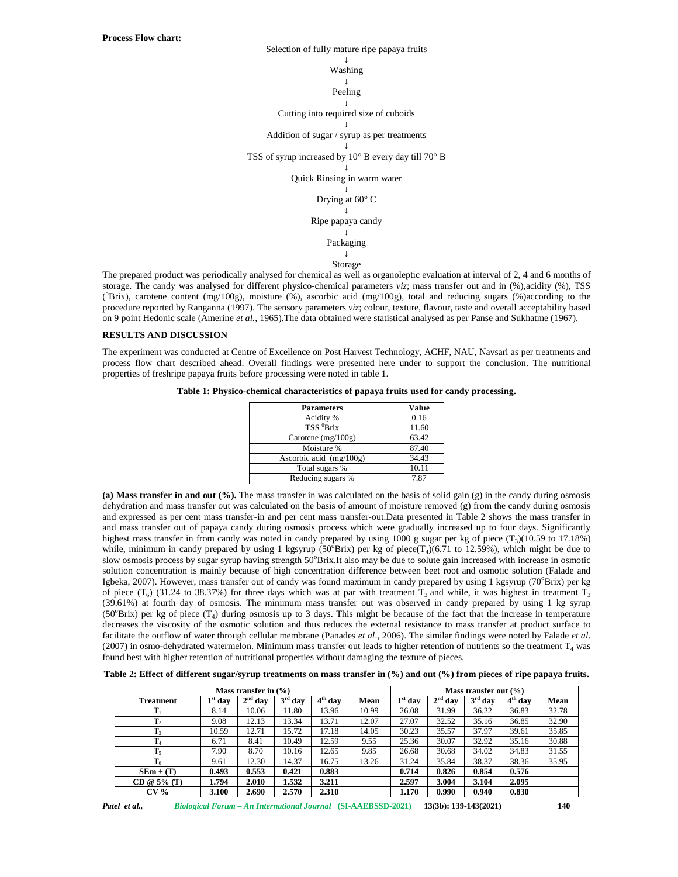**Process Flow chart:**

Selection of fully mature ripe papaya fruits

↓

Washing

↓

Peeling

↓

Cutting into required size of cuboids

↓

Addition of sugar / syrup as per treatments

↓

TSS of syrup increased by 10° B every day till 70° B

↓

Quick Rinsing in warm water

↓

Drying at 60° C

↓

Ripe papaya candy

↓

Packaging

↓

Storage

The prepared product was periodically analysed for chemical as well as organoleptic evaluation at interval of 2, 4 and 6 months of storage. The candy was analysed for different physico-chemical parameters *viz*; mass transfer out and in (%),acidity (%), TSS (°Brix), carotene content (mg/100g), moisture (%), ascorbic acid (mg/100g), total and reducing sugars (%)according to the procedure reported by Ranganna (1997). The sensory parameters *viz*; colour, texture, flavour, taste and overall acceptability based on 9 point Hedonic scale (Amerine *et al.*, 1965).The data obtained were statistical analysed as per Panse and Sukhatme (1967).

## RESULTS AND DISCUSSION

The experiment was conducted at Centre of Excellence on Post Harvest Technology, ACHF, NAU, Navsari as per treatments and process flow chart described ahead. Overall findings were presented here under to support the conclusion. The nutritional properties of freshripe papaya fruits before processing were noted in table 1.

**Table 1: Physico-chemical characteristics of papaya fruits used for candy processing.**

| Parameters | Value |
|---|---|
| Acidity % | 0.16 |
| TSS °Brix | 11.60 |
| Carotene (mg/100g) | 63.42 |
| Moisture % | 87.40 |
| Ascorbic acid (mg/100g) | 34.43 |
| Total sugars % | 10.11 |
| Reducing sugars % | 7.87 |

**(a) Mass transfer in and out (%).** The mass transfer in was calculated on the basis of solid gain (g) in the candy during osmosis dehydration and mass transfer out was calculated on the basis of amount of moisture removed (g) from the candy during osmosis and expressed as per cent mass transfer-in and per cent mass transfer-out.Data presented in Table 2 shows the mass transfer in and mass transfer out of papaya candy during osmosis process which were gradually increased up to four days. Significantly highest mass transfer in from candy was noted in candy prepared by using 1000 g sugar per kg of piece ($T_3$)(10.59 to 17.18%) while, minimum in candy prepared by using 1 kgsyrup (50°Brix) per kg of piece($T_4$)(6.71 to 12.59%), which might be due to slow osmosis process by sugar syrup having strength 50°Brix.It also may be due to solute gain increased with increase in osmotic solution concentration is mainly because of high concentration difference between beet root and osmotic solution (Falade and Igbeka, 2007). However, mass transfer out of candy was found maximum in candy prepared by using 1 kgsyrup (70°Brix) per kg of piece ($T_6$) (31.24 to 38.37%) for three days which was at par with treatment $T_3$ and while, it was highest in treatment $T_3$ (39.61%) at fourth day of osmosis. The minimum mass transfer out was observed in candy prepared by using 1 kg syrup (50°Brix) per kg of piece ($T_4$) during osmosis up to 3 days. This might be because of the fact that the increase in temperature decreases the viscosity of the osmotic solution and thus reduces the external resistance to mass transfer at product surface to facilitate the outflow of water through cellular membrane (Panades *et al*., 2006). The similar findings were noted by Falade *et al*. (2007) in osmo-dehydrated watermelon. Minimum mass transfer out leads to higher retention of nutrients so the treatment $T_4$ was found best with higher retention of nutritional properties without damaging the texture of pieces.

**Table 2: Effect of different sugar/syrup treatments on mass transfer in (%) and out (%) from pieces of ripe papaya fruits.**

| | Mass transfer in (%) | | | | | Mass transfer out (%) | | | | |
|---|---|---|---|---|---|---|---|---|---|---|
| **Treatment** | **1st day** | **2nd day** | **3rd day** | **4th day** | **Mean** | **1st day** | **2nd day** | **3rd day** | **4th day** | **Mean** |
| $T_1$ | 8.14 | 10.06 | 11.80 | 13.96 | 10.99 | 26.08 | 31.99 | 36.22 | 36.83 | 32.78 |
| $T_2$ | 9.08 | 12.13 | 13.34 | 13.71 | 12.07 | 27.07 | 32.52 | 35.16 | 36.85 | 32.90 |
| $T_3$ | 10.59 | 12.71 | 15.72 | 17.18 | 14.05 | 30.23 | 35.57 | 37.97 | 39.61 | 35.85 |
| $T_4$ | 6.71 | 8.41 | 10.49 | 12.59 | 9.55 | 25.36 | 30.07 | 32.92 | 35.16 | 30.88 |
| $T_5$ | 7.90 | 8.70 | 10.16 | 12.65 | 9.85 | 26.68 | 30.68 | 34.02 | 34.83 | 31.55 |
| $T_6$ | 9.61 | 12.30 | 14.37 | 16.75 | 13.26 | 31.24 | 35.84 | 38.37 | 38.36 | 35.95 |
| **SEm ± (T)** | **0.493** | **0.553** | **0.421** | **0.883** | | **0.714** | **0.826** | **0.854** | **0.576** | |
| **CD @ 5% (T)** | **1.794** | **2.010** | **1.532** | **3.211** | | **2.597** | **3.004** | **3.104** | **2.095** | |
| **CV %** | **3.100** | **2.690** | **2.570** | **2.310** | | **1.170** | **0.990** | **0.940** | **0.830** | |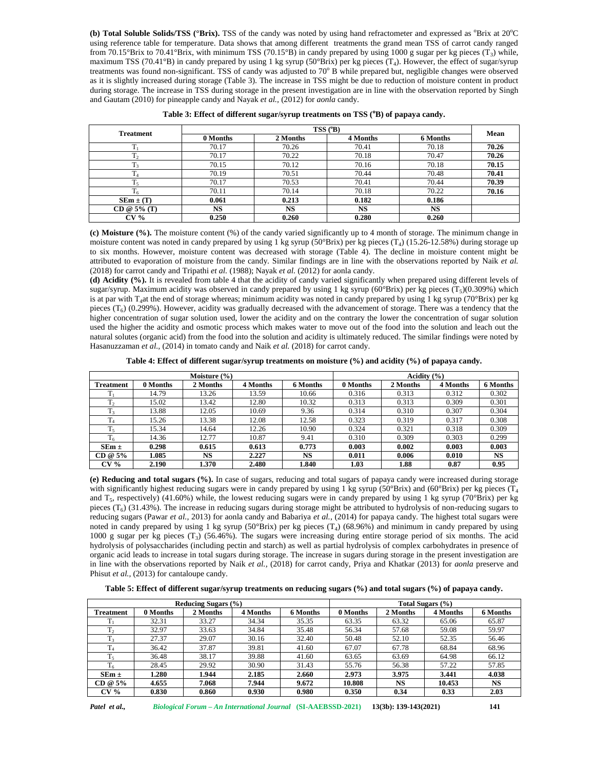**(b) Total Soluble Solids/TSS (°Brix).** TSS of the candy was noted by using hand refractometer and expressed as °Brix at 20°C using reference table for temperature. Data shows that among different treatments the grand mean TSS of carrot candy ranged from 70.15°Brix to 70.41°Brix, with minimum TSS (70.15°B) in candy prepared by using 1000 g sugar per kg pieces ($T_3$) while, maximum TSS (70.41°B) in candy prepared by using 1 kg syrup (50°Brix) per kg pieces ($T_4$). However, the effect of sugar/syrup treatments was found non-significant. TSS of candy was adjusted to 70° B while prepared but, negligible changes were observed as it is slightly increased during storage (Table 3). The increase in TSS might be due to reduction of moisture content in product during storage. The increase in TSS during storage in the present investigation are in line with the observation reported by Singh and Gautam (2010) for pineapple candy and Nayak *et al.,* (2012) for *aonla* candy.

**Table 3: Effect of different sugar/syrup treatments on TSS (°B) of papaya candy.**

| Treatment | TSS (°B) | | | | Mean |
|---|---|---|---|---|---|
| | 0 Months | 2 Months | 4 Months | 6 Months | |
| $T_1$ | 70.17 | 70.26 | 70.41 | 70.18 | **70.26** |
| $T_2$ | 70.17 | 70.22 | 70.18 | 70.47 | **70.26** |
| $T_3$ | 70.15 | 70.12 | 70.16 | 70.18 | **70.15** |
| $T_4$ | 70.19 | 70.51 | 70.44 | 70.48 | **70.41** |
| $T_5$ | 70.17 | 70.53 | 70.41 | 70.44 | **70.39** |
| $T_6$ | 70.11 | 70.14 | 70.18 | 70.22 | **70.16** |
| **SEm ± (T)** | **0.061** | **0.213** | **0.182** | **0.186** | |
| **CD @ 5% (T)** | **NS** | **NS** | **NS** | **NS** | |
| **CV %** | **0.250** | **0.260** | **0.280** | **0.260** | |

**(c) Moisture (%).** The moisture content (%) of the candy varied significantly up to 4 month of storage. The minimum change in moisture content was noted in candy prepared by using 1 kg syrup (50°Brix) per kg pieces ($T_4$) (15.26-12.58%) during storage up to six months. However, moisture content was decreased with storage (Table 4). The decline in moisture content might be attributed to evaporation of moisture from the candy. Similar findings are in line with the observations reported by Naik *et al.* (2018) for carrot candy and Tripathi *et al.* (1988); Nayak *et al.* (2012) for aonla candy.

**(d) Acidity (%).** It is revealed from table 4 that the acidity of candy varied significantly when prepared using different levels of sugar/syrup. Maximum acidity was observed in candy prepared by using 1 kg syrup (60°Brix) per kg pieces ($T_5$)(0.309%) which is at par with $T_4$at the end of storage whereas; minimum acidity was noted in candy prepared by using 1 kg syrup (70°Brix) per kg pieces ($T_6$) (0.299%). However, acidity was gradually decreased with the advancement of storage. There was a tendency that the higher concentration of sugar solution used, lower the acidity and on the contrary the lower the concentration of sugar solution used the higher the acidity and osmotic process which makes water to move out of the food into the solution and leach out the natural solutes (organic acid) from the food into the solution and acidity is ultimately reduced. The similar findings were noted by Hasanuzzaman *et al.,* (2014) in tomato candy and Naik *et al.* (2018) for carrot candy.

**Table 4: Effect of different sugar/syrup treatments on moisture (%) and acidity (%) of papaya candy.**

| | Moisture (%) | | | | Acidity (%) | | | |
|---|---|---|---|---|---|---|---|---|
| **Treatment** | **0 Months** | **2 Months** | **4 Months** | **6 Months** | **0 Months** | **2 Months** | **4 Months** | **6 Months** |
| $T_1$ | 14.79 | 13.26 | 13.59 | 10.66 | 0.316 | 0.313 | 0.312 | 0.302 |
| $T_2$ | 15.02 | 13.42 | 12.80 | 10.32 | 0.313 | 0.313 | 0.309 | 0.301 |
| $T_3$ | 13.88 | 12.05 | 10.69 | 9.36 | 0.314 | 0.310 | 0.307 | 0.304 |
| $T_4$ | 15.26 | 13.38 | 12.08 | 12.58 | 0.323 | 0.319 | 0.317 | 0.308 |
| $T_5$ | 15.34 | 14.64 | 12.26 | 10.90 | 0.324 | 0.321 | 0.318 | 0.309 |
| $T_6$ | 14.36 | 12.77 | 10.87 | 9.41 | 0.310 | 0.309 | 0.303 | 0.299 |
| **SEm ±** | **0.298** | **0.615** | **0.613** | **0.773** | **0.003** | **0.002** | **0.003** | **0.003** |
| **CD @ 5%** | **1.085** | **NS** | **2.227** | **NS** | **0.011** | **0.006** | **0.010** | **NS** |
| **CV %** | **2.190** | **1.370** | **2.480** | **1.840** | **1.03** | **1.88** | **0.87** | **0.95** |

**(e) Reducing and total sugars (%).** In case of sugars, reducing and total sugars of papaya candy were increased during storage with significantly highest reducing sugars were in candy prepared by using 1 kg syrup (50°Brix) and (60°Brix) per kg pieces ($T_4$ and $T_5$, respectively) (41.60%) while, the lowest reducing sugars were in candy prepared by using 1 kg syrup (70°Brix) per kg pieces ($T_6$) (31.43%). The increase in reducing sugars during storage might be attributed to hydrolysis of non-reducing sugars to reducing sugars (Pawar *et al.,* 2013) for aonla candy and Babariya *et al.,* (2014) for papaya candy. The highest total sugars were noted in candy prepared by using 1 kg syrup (50°Brix) per kg pieces ($T_4$) (68.96%) and minimum in candy prepared by using 1000 g sugar per kg pieces ($T_3$) (56.46%). The sugars were increasing during entire storage period of six months. The acid hydrolysis of polysaccharides (including pectin and starch) as well as partial hydrolysis of complex carbohydrates in presence of organic acid leads to increase in total sugars during storage. The increase in sugars during storage in the present investigation are in line with the observations reported by Naik *et al.,* (2018) for carrot candy, Priya and Khatkar (2013) for *aonla* preserve and Phisut *et al.,* (2013) for cantaloupe candy.

**Table 5: Effect of different sugar/syrup treatments on reducing sugars (%) and total sugars (%) of papaya candy.**

| | Reducing Sugars (%) | | | | Total Sugars (%) | | | |
|---|---|---|---|---|---|---|---|---|
| **Treatment** | **0 Months** | **2 Months** | **4 Months** | **6 Months** | **0 Months** | **2 Months** | **4 Months** | **6 Months** |
| $T_1$ | 32.31 | 33.27 | 34.34 | 35.35 | 63.35 | 63.32 | 65.06 | 65.87 |
| $T_2$ | 32.97 | 33.63 | 34.84 | 35.48 | 56.34 | 57.68 | 59.08 | 59.97 |
| $T_3$ | 27.37 | 29.07 | 30.16 | 32.40 | 50.48 | 52.10 | 52.35 | 56.46 |
| $T_4$ | 36.42 | 37.87 | 39.81 | 41.60 | 67.07 | 67.78 | 68.84 | 68.96 |
| $T_5$ | 36.48 | 38.17 | 39.88 | 41.60 | 63.65 | 63.69 | 64.98 | 66.12 |
| $T_6$ | 28.45 | 29.92 | 30.90 | 31.43 | 55.76 | 56.38 | 57.22 | 57.85 |
| **SEm ±** | **1.280** | **1.944** | **2.185** | **2.660** | **2.973** | **3.975** | **3.441** | **4.038** |
| **CD @ 5%** | **4.655** | **7.068** | **7.944** | **9.672** | **10.808** | **NS** | **10.453** | **NS** |
| **CV %** | **0.830** | **0.860** | **0.930** | **0.980** | **0.350** | **0.34** | **0.33** | **2.03** |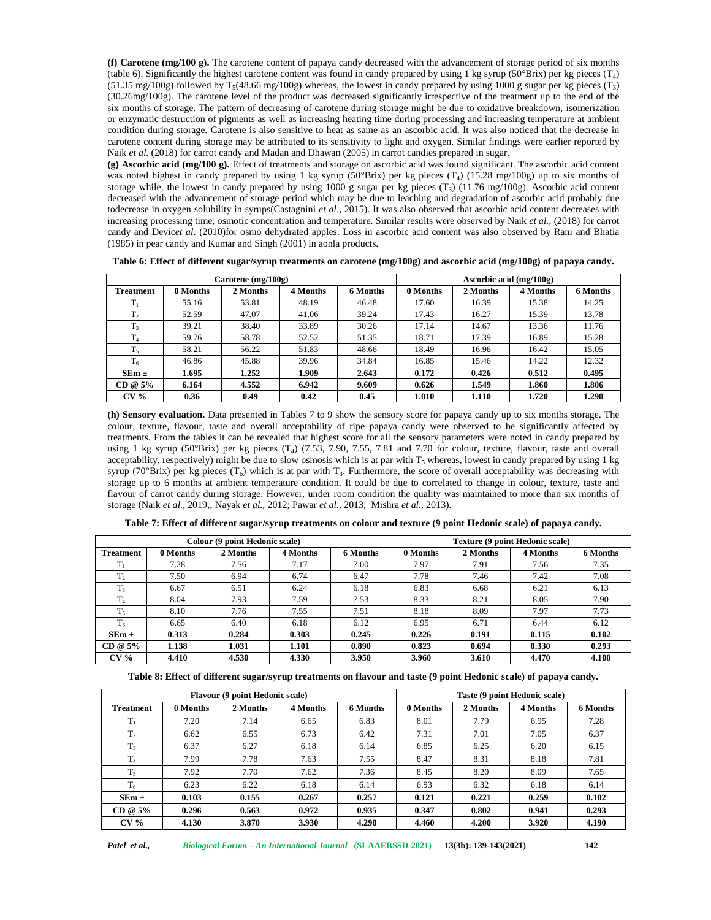**(f) Carotene (mg/100 g).** The carotene content of papaya candy decreased with the advancement of storage period of six months (table 6). Significantly the highest carotene content was found in candy prepared by using 1 kg syrup (50°Brix) per kg pieces ($T_4$) (51.35 mg/100g) followed by $T_5$(48.66 mg/100g) whereas, the lowest in candy prepared by using 1000 g sugar per kg pieces ($T_3$) (30.26mg/100g). The carotene level of the product was decreased significantly irrespective of the treatment up to the end of the six months of storage. The pattern of decreasing of carotene during storage might be due to oxidative breakdown, isomerization or enzymatic destruction of pigments as well as increasing heating time during processing and increasing temperature at ambient condition during storage. Carotene is also sensitive to heat as same as an ascorbic acid. It was also noticed that the decrease in carotene content during storage may be attributed to its sensitivity to light and oxygen. Similar findings were earlier reported by Naik *et al.* (2018) for carrot candy and Madan and Dhawan (2005) in carrot candies prepared in sugar.

**(g) Ascorbic acid (mg/100 g).** Effect of treatments and storage on ascorbic acid was found significant. The ascorbic acid content was noted highest in candy prepared by using 1 kg syrup (50°Brix) per kg pieces ($T_4$) (15.28 mg/100g) up to six months of storage while, the lowest in candy prepared by using 1000 g sugar per kg pieces ($T_3$) (11.76 mg/100g). Ascorbic acid content decreased with the advancement of storage period which may be due to leaching and degradation of ascorbic acid probably due todecrease in oxygen solubility in syrups(Castagnini *et al.*, 2015). It was also observed that ascorbic acid content decreases with increasing processing time, osmotic concentration and temperature. Similar results were observed by Naik *et al.*, (2018) for carrot candy and Devic*et al*. (2010)for osmo dehydrated apples. Loss in ascorbic acid content was also observed by Rani and Bhatia (1985) in pear candy and Kumar and Singh (2001) in aonla products.

**Table 6: Effect of different sugar/syrup treatments on carotene (mg/100g) and ascorbic acid (mg/100g) of papaya candy.**

| | Carotene (mg/100g) | | | | Ascorbic acid (mg/100g) | | | |
|---|---|---|---|---|---|---|---|---|
| **Treatment** | **0 Months** | **2 Months** | **4 Months** | **6 Months** | **0 Months** | **2 Months** | **4 Months** | **6 Months** |
| $T_1$ | 55.16 | 53.81 | 48.19 | 46.48 | 17.60 | 16.39 | 15.38 | 14.25 |
| $T_2$ | 52.59 | 47.07 | 41.06 | 39.24 | 17.43 | 16.27 | 15.39 | 13.78 |
| $T_3$ | 39.21 | 38.40 | 33.89 | 30.26 | 17.14 | 14.67 | 13.36 | 11.76 |
| $T_4$ | 59.76 | 58.78 | 52.52 | 51.35 | 18.71 | 17.39 | 16.89 | 15.28 |
| $T_5$ | 58.21 | 56.22 | 51.83 | 48.66 | 18.49 | 16.96 | 16.42 | 15.05 |
| $T_6$ | 46.86 | 45.88 | 39.96 | 34.84 | 16.85 | 15.46 | 14.22 | 12.32 |
| **SEm ±** | **1.695** | **1.252** | **1.909** | **2.643** | **0.172** | **0.426** | **0.512** | **0.495** |
| **CD @ 5%** | **6.164** | **4.552** | **6.942** | **9.609** | **0.626** | **1.549** | **1.860** | **1.806** |
| **CV %** | **0.36** | **0.49** | **0.42** | **0.45** | **1.010** | **1.110** | **1.720** | **1.290** |

**(h) Sensory evaluation.** Data presented in Tables 7 to 9 show the sensory score for papaya candy up to six months storage. The colour, texture, flavour, taste and overall acceptability of ripe papaya candy were observed to be significantly affected by treatments. From the tables it can be revealed that highest score for all the sensory parameters were noted in candy prepared by using 1 kg syrup (50°Brix) per kg pieces ($T_4$) (7.53, 7.90, 7.55, 7.81 and 7.70 for colour, texture, flavour, taste and overall acceptability, respectively) might be due to slow osmosis which is at par with $T_5$ whereas, lowest in candy prepared by using 1 kg syrup (70°Brix) per kg pieces ($T_6$) which is at par with $T_3$. Furthermore, the score of overall acceptability was decreasing with storage up to 6 months at ambient temperature condition. It could be due to correlated to change in colour, texture, taste and flavour of carrot candy during storage. However, under room condition the quality was maintained to more than six months of storage (Naik *et al.*, 2019,; Nayak *et al.*, 2012; Pawar *et al.*, 2013; Mishra *et al.*, 2013).

**Table 7: Effect of different sugar/syrup treatments on colour and texture (9 point Hedonic scale) of papaya candy.**

| | Colour (9 point Hedonic scale) | | | | Texture (9 point Hedonic scale) | | | |
|---|---|---|---|---|---|---|---|---|
| **Treatment** | **0 Months** | **2 Months** | **4 Months** | **6 Months** | **0 Months** | **2 Months** | **4 Months** | **6 Months** |
| $T_1$ | 7.28 | 7.56 | 7.17 | 7.00 | 7.97 | 7.91 | 7.56 | 7.35 |
| $T_2$ | 7.50 | 6.94 | 6.74 | 6.47 | 7.78 | 7.46 | 7.42 | 7.08 |
| $T_3$ | 6.67 | 6.51 | 6.24 | 6.18 | 6.83 | 6.68 | 6.21 | 6.13 |
| $T_4$ | 8.04 | 7.93 | 7.59 | 7.53 | 8.33 | 8.21 | 8.05 | 7.90 |
| $T_5$ | 8.10 | 7.76 | 7.55 | 7.51 | 8.18 | 8.09 | 7.97 | 7.73 |
| $T_6$ | 6.65 | 6.40 | 6.18 | 6.12 | 6.95 | 6.71 | 6.44 | 6.12 |
| **SEm ±** | **0.313** | **0.284** | **0.303** | **0.245** | **0.226** | **0.191** | **0.115** | **0.102** |
| **CD @ 5%** | **1.138** | **1.031** | **1.101** | **0.890** | **0.823** | **0.694** | **0.330** | **0.293** |
| **CV %** | **4.410** | **4.530** | **4.330** | **3.950** | **3.960** | **3.610** | **4.470** | **4.100** |

**Table 8: Effect of different sugar/syrup treatments on flavour and taste (9 point Hedonic scale) of papaya candy.**

| | Flavour (9 point Hedonic scale) | | | | Taste (9 point Hedonic scale) | | | |
|---|---|---|---|---|---|---|---|---|
| **Treatment** | **0 Months** | **2 Months** | **4 Months** | **6 Months** | **0 Months** | **2 Months** | **4 Months** | **6 Months** |
| $T_1$ | 7.20 | 7.14 | 6.65 | 6.83 | 8.01 | 7.79 | 6.95 | 7.28 |
| $T_2$ | 6.62 | 6.55 | 6.73 | 6.42 | 7.31 | 7.01 | 7.05 | 6.37 |
| $T_3$ | 6.37 | 6.27 | 6.18 | 6.14 | 6.85 | 6.25 | 6.20 | 6.15 |
| $T_4$ | 7.99 | 7.78 | 7.63 | 7.55 | 8.47 | 8.31 | 8.18 | 7.81 |
| $T_5$ | 7.92 | 7.70 | 7.62 | 7.36 | 8.45 | 8.20 | 8.09 | 7.65 |
| $T_6$ | 6.23 | 6.22 | 6.18 | 6.14 | 6.93 | 6.32 | 6.18 | 6.14 |
| **SEm ±** | **0.103** | **0.155** | **0.267** | **0.257** | **0.121** | **0.221** | **0.259** | **0.102** |
| **CD @ 5%** | **0.296** | **0.563** | **0.972** | **0.935** | **0.347** | **0.802** | **0.941** | **0.293** |
| **CV %** | **4.130** | **3.870** | **3.930** | **4.290** | **4.460** | **4.200** | **3.920** | **4.190** |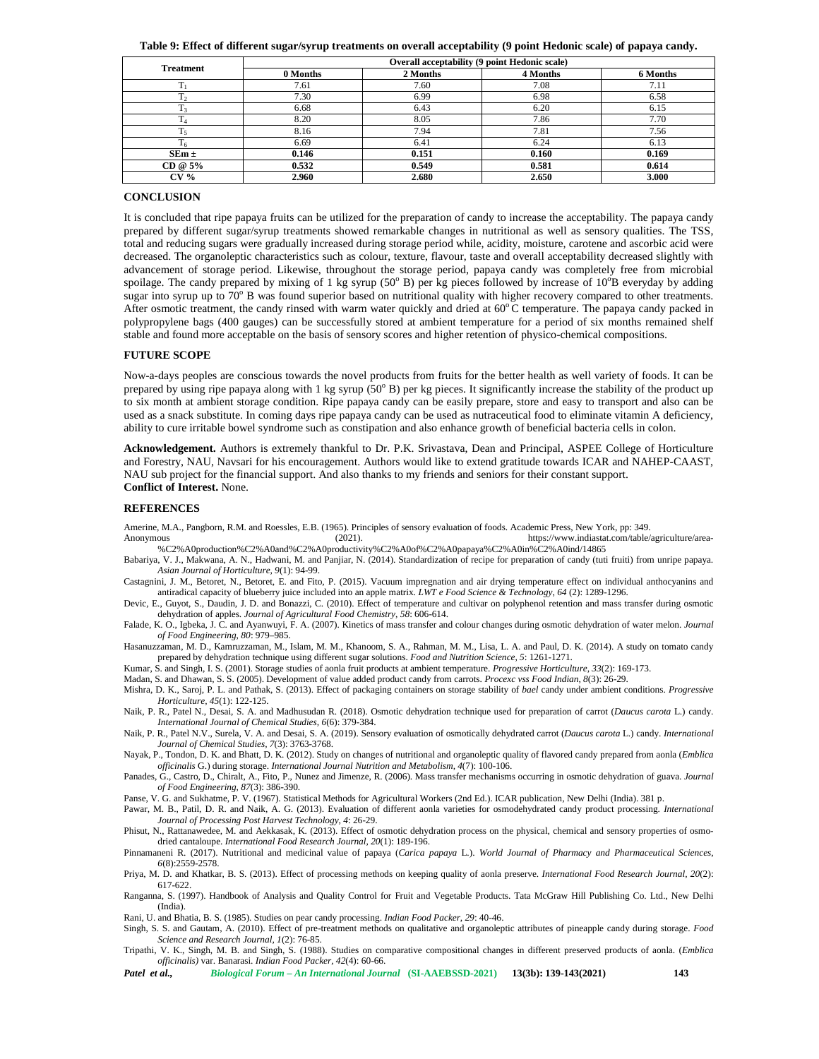**Table 9: Effect of different sugar/syrup treatments on overall acceptability (9 point Hedonic scale) of papaya candy.**

| Treatment | Overall acceptability (9 point Hedonic scale) | | | |
|---|---|---|---|---|
| | 0 Months | 2 Months | 4 Months | 6 Months |
| $T_1$ | 7.61 | 7.60 | 7.08 | 7.11 |
| $T_2$ | 7.30 | 6.99 | 6.98 | 6.58 |
| $T_3$ | 6.68 | 6.43 | 6.20 | 6.15 |
| $T_4$ | 8.20 | 8.05 | 7.86 | 7.70 |
| $T_5$ | 8.16 | 7.94 | 7.81 | 7.56 |
| $T_6$ | 6.69 | 6.41 | 6.24 | 6.13 |
| **SEm ±** | **0.146** | **0.151** | **0.160** | **0.169** |
| **CD @ 5%** | **0.532** | **0.549** | **0.581** | **0.614** |
| **CV %** | **2.960** | **2.680** | **2.650** | **3.000** |

## CONCLUSION

It is concluded that ripe papaya fruits can be utilized for the preparation of candy to increase the acceptability. The papaya candy prepared by different sugar/syrup treatments showed remarkable changes in nutritional as well as sensory qualities. The TSS, total and reducing sugars were gradually increased during storage period while, acidity, moisture, carotene and ascorbic acid were decreased. The organoleptic characteristics such as colour, texture, flavour, taste and overall acceptability decreased slightly with advancement of storage period. Likewise, throughout the storage period, papaya candy was completely free from microbial spoilage. The candy prepared by mixing of 1 kg syrup (50$^o$ B) per kg pieces followed by increase of 10$^o$B everyday by adding sugar into syrup up to 70$^o$ B was found superior based on nutritional quality with higher recovery compared to other treatments. After osmotic treatment, the candy rinsed with warm water quickly and dried at 60$^o$ C temperature. The papaya candy packed in polypropylene bags (400 gauges) can be successfully stored at ambient temperature for a period of six months remained shelf stable and found more acceptable on the basis of sensory scores and higher retention of physico-chemical compositions.

## FUTURE SCOPE

Now-a-days peoples are conscious towards the novel products from fruits for the better health as well variety of foods. It can be prepared by using ripe papaya along with 1 kg syrup (50$^o$ B) per kg pieces. It significantly increase the stability of the product up to six month at ambient storage condition. Ripe papaya candy can be easily prepare, store and easy to transport and also can be used as a snack substitute. In coming days ripe papaya candy can be used as nutraceutical food to eliminate vitamin A deficiency, ability to cure irritable bowel syndrome such as constipation and also enhance growth of beneficial bacteria cells in colon.

**Acknowledgement.** Authors is extremely thankful to Dr. P.K. Srivastava, Dean and Principal, ASPEE College of Horticulture and Forestry, NAU, Navsari for his encouragement. Authors would like to extend gratitude towards ICAR and NAHEP-CAAST, NAU sub project for the financial support. And also thanks to my friends and seniors for their constant support.
**Conflict of Interest.** None.

## REFERENCES

Amerine, M.A., Pangborn, R.M. and Roessles, E.B. (1965). Principles of sensory evaluation of foods. Academic Press, New York, pp: 349.

Anonymous (2021). https://www.indiastat.com/table/agriculture/area-%C2%A0production%C2%A0and%C2%A0productivity%C2%A0of%C2%A0papaya%C2%A0in%C2%A0ind/14865

Babariya, V. J., Makwana, A. N., Hadwani, M. and Panjiar, N. (2014). Standardization of recipe for preparation of candy (tuti fruiti) from unripe papaya. *Asian Journal of Horticulture*, *9*(1): 94-99.

Castagnini, J. M., Betoret, N., Betoret, E. and Fito, P. (2015). Vacuum impregnation and air drying temperature effect on individual anthocyanins and antiradical capacity of blueberry juice included into an apple matrix. *LWT e Food Science & Technology*, *64* (2): 1289-1296.

Devic, E., Guyot, S., Daudin, J. D. and Bonazzi, C. (2010). Effect of temperature and cultivar on polyphenol retention and mass transfer during osmotic dehydration of apples. *Journal of Agricultural Food Chemistry*, *58*: 606-614.

Falade, K. O., Igbeka, J. C. and Ayanwuyi, F. A. (2007). Kinetics of mass transfer and colour changes during osmotic dehydration of water melon. *Journal of Food Engineering*, *80*: 979–985.

Hasanuzzaman, M. D., Kamruzzaman, M., Islam, M. M., Khanoom, S. A., Rahman, M. M., Lisa, L. A. and Paul, D. K. (2014). A study on tomato candy prepared by dehydration technique using different sugar solutions. *Food and Nutrition Science*, *5*: 1261-1271.

Kumar, S. and Singh, I. S. (2001). Storage studies of aonla fruit products at ambient temperature. *Progressive Horticulture*, *33*(2): 169-173.

Madan, S. and Dhawan, S. S. (2005). Development of value added product candy from carrots. *Procexc vss Food Indian*, *8*(3): 26-29.

Mishra, D. K., Saroj, P. L. and Pathak, S. (2013). Effect of packaging containers on storage stability of *bael* candy under ambient conditions. *Progressive Horticulture*, *45*(1): 122-125.

Naik, P. R., Patel N., Desai, S. A. and Madhusudan R. (2018). Osmotic dehydration technique used for preparation of carrot (*Daucus carota* L.) candy. *International Journal of Chemical Studies*, *6*(6): 379-384.

Naik, P. R., Patel N.V., Surela, V. A. and Desai, S. A. (2019). Sensory evaluation of osmotically dehydrated carrot (*Daucus carota* L.) candy. *International Journal of Chemical Studies*, *7*(3): 3763-3768.

Nayak, P., Tondon, D. K. and Bhatt, D. K. (2012). Study on changes of nutritional and organoleptic quality of flavored candy prepared from aonla (*Emblica officinalis* G.) during storage. *International Journal Nutrition and Metabolism*, *4*(7): 100-106.

Panades, G., Castro, D., Chiralt, A., Fito, P., Nunez and Jimenze, R. (2006). Mass transfer mechanisms occurring in osmotic dehydration of guava. *Journal of Food Engineering*, *87*(3): 386-390.

Panse, V. G. and Sukhatme, P. V. (1967). Statistical Methods for Agricultural Workers (2nd Ed.). ICAR publication, New Delhi (India). 381 p.

Pawar, M. B., Patil, D. R. and Naik, A. G. (2013). Evaluation of different aonla varieties for osmodehydrated candy product processing. *International Journal of Processing Post Harvest Technology*, *4*: 26-29.

Phisut, N., Rattanawedee, M. and Aekkasak, K. (2013). Effect of osmotic dehydration process on the physical, chemical and sensory properties of osmo-dried cantaloupe. *International Food Research Journal*, *20*(1): 189-196.

Pinnamaneni R. (2017). Nutritional and medicinal value of papaya (*Carica papaya* L.). *World Journal of Pharmacy and Pharmaceutical Sciences*, *6*(8):2559-2578.

Priya, M. D. and Khatkar, B. S. (2013). Effect of processing methods on keeping quality of aonla preserve. *International Food Research Journal*, *20*(2): 617-622.

Ranganna, S. (1997). Handbook of Analysis and Quality Control for Fruit and Vegetable Products. Tata McGraw Hill Publishing Co. Ltd., New Delhi (India).

Rani, U. and Bhatia, B. S. (1985). Studies on pear candy processing. *Indian Food Packer*, *29*: 40-46.

Singh, S. S. and Gautam, A. (2010). Effect of pre-treatment methods on qualitative and organoleptic attributes of pineapple candy during storage. *Food Science and Research Journal*, *1*(2): 76-85.

Tripathi, V. K., Singh, M. B. and Singh, S. (1988). Studies on comparative compositional changes in different preserved products of aonla. (*Emblica officinalis)* var. Banarasi. *Indian Food Packer*, *42*(4): 60-66.